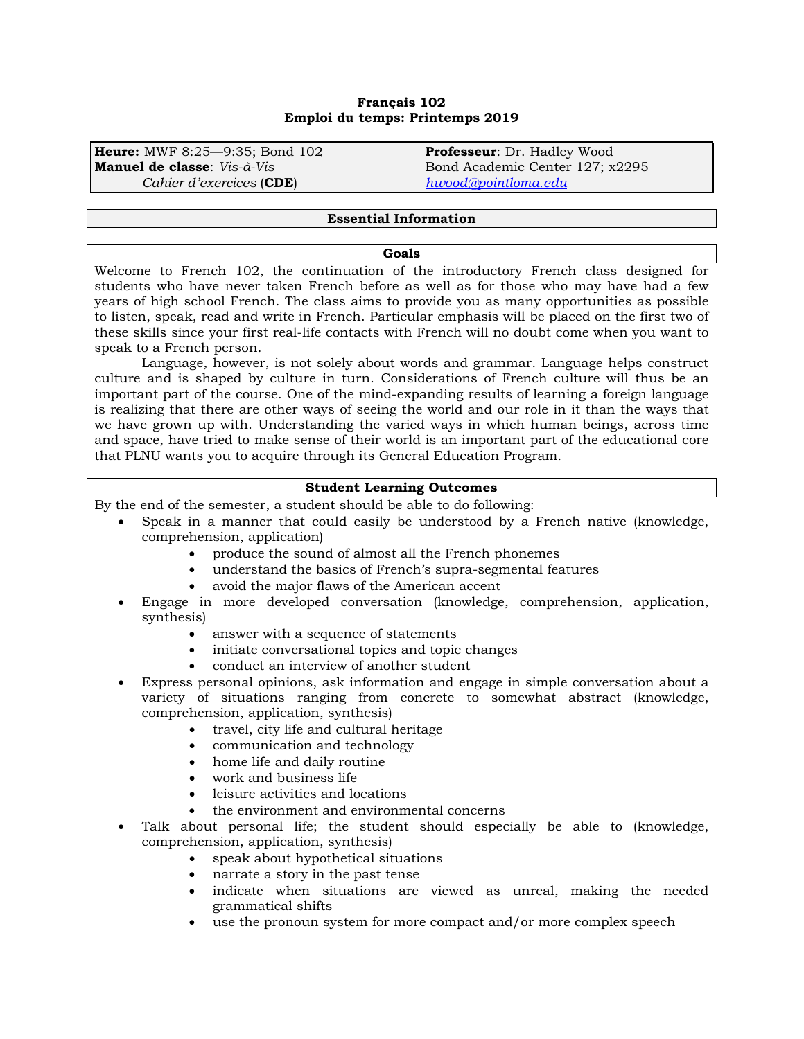**Français 102**
**Emploi du temps: Printemps 2019**

| | |
|---|---|
| **Heure:** MWF 8:25—9:35; Bond 102 | **Professeur**: Dr. Hadley Wood |
| **Manuel de classe**: *Vis-à-Vis* | Bond Academic Center 127; x2295 |
| *Cahier d'exercices* (**CDE**) | hwood@pointloma.edu |

## Essential Information

### Goals

Welcome to French 102, the continuation of the introductory French class designed for students who have never taken French before as well as for those who may have had a few years of high school French. The class aims to provide you as many opportunities as possible to listen, speak, read and write in French. Particular emphasis will be placed on the first two of these skills since your first real-life contacts with French will no doubt come when you want to speak to a French person.

Language, however, is not solely about words and grammar. Language helps construct culture and is shaped by culture in turn. Considerations of French culture will thus be an important part of the course. One of the mind-expanding results of learning a foreign language is realizing that there are other ways of seeing the world and our role in it than the ways that we have grown up with. Understanding the varied ways in which human beings, across time and space, have tried to make sense of their world is an important part of the educational core that PLNU wants you to acquire through its General Education Program.

### Student Learning Outcomes

By the end of the semester, a student should be able to do following:

- Speak in a manner that could easily be understood by a French native (knowledge, comprehension, application)
  - produce the sound of almost all the French phonemes
  - understand the basics of French's supra-segmental features
  - avoid the major flaws of the American accent
- Engage in more developed conversation (knowledge, comprehension, application, synthesis)
  - answer with a sequence of statements
  - initiate conversational topics and topic changes
  - conduct an interview of another student
- Express personal opinions, ask information and engage in simple conversation about a variety of situations ranging from concrete to somewhat abstract (knowledge, comprehension, application, synthesis)
  - travel, city life and cultural heritage
  - communication and technology
  - home life and daily routine
  - work and business life
  - leisure activities and locations
  - the environment and environmental concerns
- Talk about personal life; the student should especially be able to (knowledge, comprehension, application, synthesis)
  - speak about hypothetical situations
  - narrate a story in the past tense
  - indicate when situations are viewed as unreal, making the needed grammatical shifts
  - use the pronoun system for more compact and/or more complex speech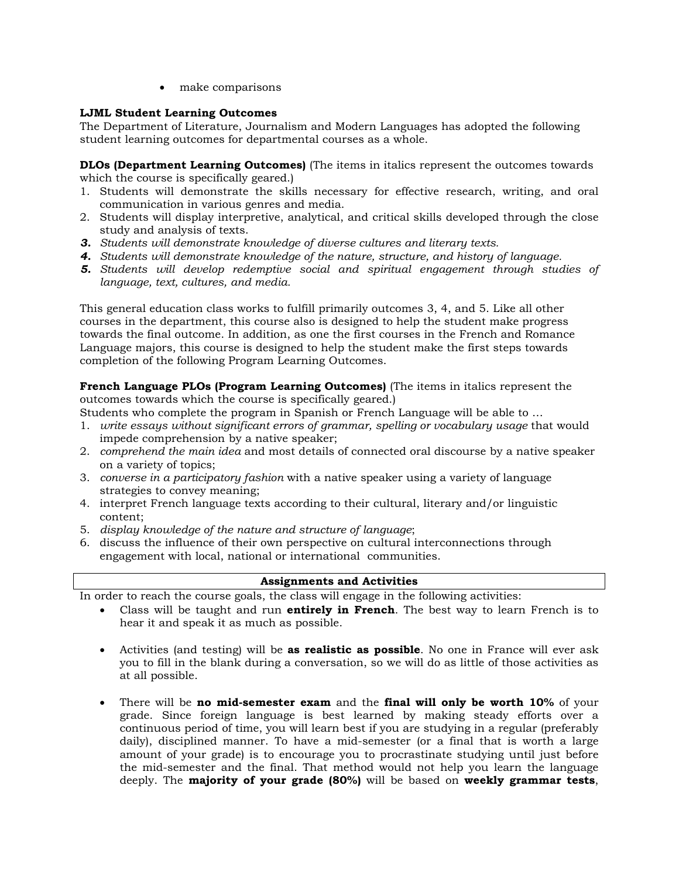- make comparisons

**LJML Student Learning Outcomes**
The Department of Literature, Journalism and Modern Languages has adopted the following student learning outcomes for departmental courses as a whole.

**DLOs (Department Learning Outcomes)** (The items in italics represent the outcomes towards which the course is specifically geared.)

1. Students will demonstrate the skills necessary for effective research, writing, and oral communication in various genres and media.
2. Students will display interpretive, analytical, and critical skills developed through the close study and analysis of texts.
3. *Students will demonstrate knowledge of diverse cultures and literary texts.*
4. *Students will demonstrate knowledge of the nature, structure, and history of language.*
5. *Students will develop redemptive social and spiritual engagement through studies of language, text, cultures, and media.*

This general education class works to fulfill primarily outcomes 3, 4, and 5. Like all other courses in the department, this course also is designed to help the student make progress towards the final outcome. In addition, as one the first courses in the French and Romance Language majors, this course is designed to help the student make the first steps towards completion of the following Program Learning Outcomes.

**French Language PLOs (Program Learning Outcomes)** (The items in italics represent the outcomes towards which the course is specifically geared.)
Students who complete the program in Spanish or French Language will be able to …

1. *write essays without significant errors of grammar, spelling or vocabulary usage* that would impede comprehension by a native speaker;
2. *comprehend the main idea* and most details of connected oral discourse by a native speaker on a variety of topics;
3. *converse in a participatory fashion* with a native speaker using a variety of language strategies to convey meaning;
4. interpret French language texts according to their cultural, literary and/or linguistic content;
5. *display knowledge of the nature and structure of language*;
6. discuss the influence of their own perspective on cultural interconnections through engagement with local, national or international communities.

**Assignments and Activities**

In order to reach the course goals, the class will engage in the following activities:

- Class will be taught and run **entirely in French**. The best way to learn French is to hear it and speak it as much as possible.

- Activities (and testing) will be **as realistic as possible**. No one in France will ever ask you to fill in the blank during a conversation, so we will do as little of those activities as at all possible.

- There will be **no mid-semester exam** and the **final will only be worth 10%** of your grade. Since foreign language is best learned by making steady efforts over a continuous period of time, you will learn best if you are studying in a regular (preferably daily), disciplined manner. To have a mid-semester (or a final that is worth a large amount of your grade) is to encourage you to procrastinate studying until just before the mid-semester and the final. That method would not help you learn the language deeply. The **majority of your grade (80%)** will be based on **weekly grammar tests**,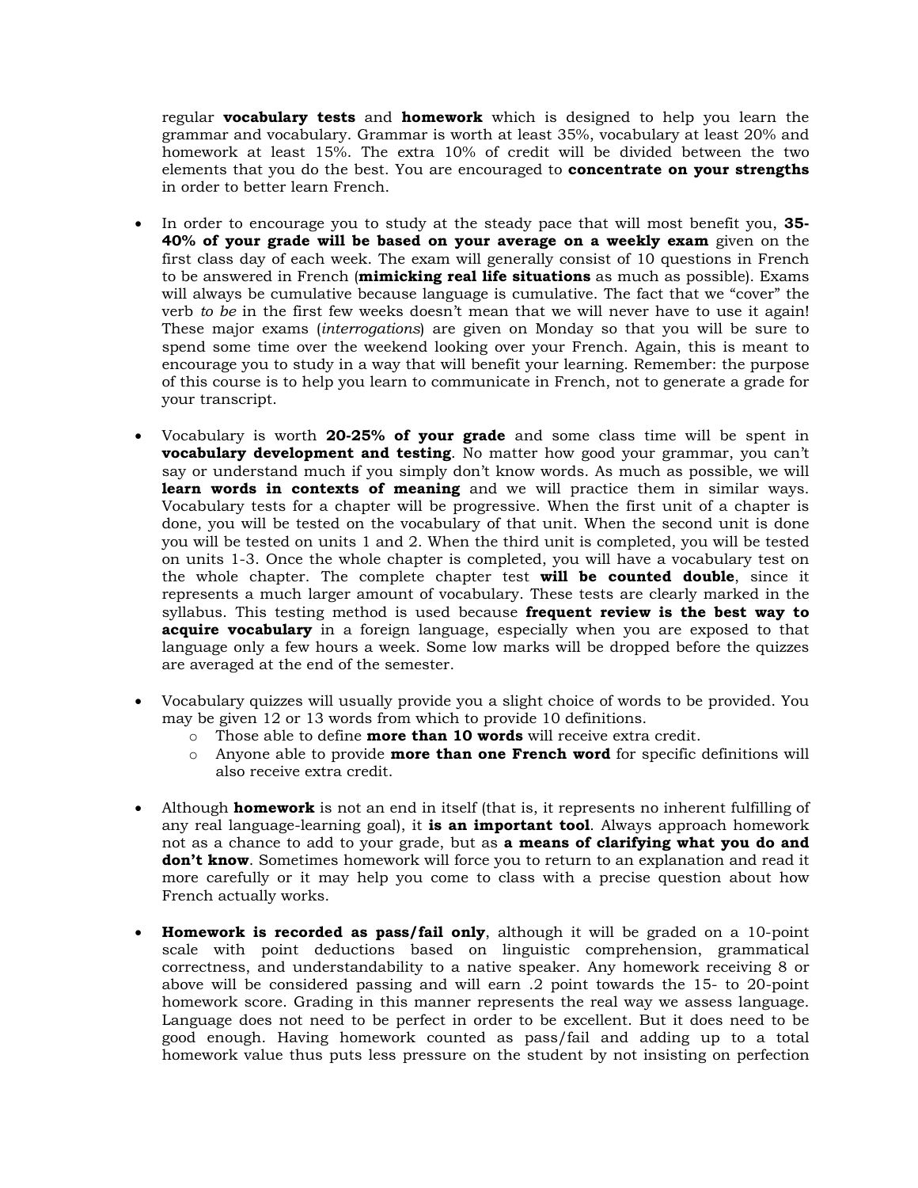regular **vocabulary tests** and **homework** which is designed to help you learn the grammar and vocabulary. Grammar is worth at least 35%, vocabulary at least 20% and homework at least 15%. The extra 10% of credit will be divided between the two elements that you do the best. You are encouraged to **concentrate on your strengths** in order to better learn French.

- In order to encourage you to study at the steady pace that will most benefit you, **35-40% of your grade will be based on your average on a weekly exam** given on the first class day of each week. The exam will generally consist of 10 questions in French to be answered in French (**mimicking real life situations** as much as possible). Exams will always be cumulative because language is cumulative. The fact that we "cover" the verb *to be* in the first few weeks doesn't mean that we will never have to use it again! These major exams (*interrogations*) are given on Monday so that you will be sure to spend some time over the weekend looking over your French. Again, this is meant to encourage you to study in a way that will benefit your learning. Remember: the purpose of this course is to help you learn to communicate in French, not to generate a grade for your transcript.

- Vocabulary is worth **20-25% of your grade** and some class time will be spent in **vocabulary development and testing**. No matter how good your grammar, you can't say or understand much if you simply don't know words. As much as possible, we will **learn words in contexts of meaning** and we will practice them in similar ways. Vocabulary tests for a chapter will be progressive. When the first unit of a chapter is done, you will be tested on the vocabulary of that unit. When the second unit is done you will be tested on units 1 and 2. When the third unit is completed, you will be tested on units 1-3. Once the whole chapter is completed, you will have a vocabulary test on the whole chapter. The complete chapter test **will be counted double**, since it represents a much larger amount of vocabulary. These tests are clearly marked in the syllabus. This testing method is used because **frequent review is the best way to acquire vocabulary** in a foreign language, especially when you are exposed to that language only a few hours a week. Some low marks will be dropped before the quizzes are averaged at the end of the semester.

- Vocabulary quizzes will usually provide you a slight choice of words to be provided. You may be given 12 or 13 words from which to provide 10 definitions.
  - Those able to define **more than 10 words** will receive extra credit.
  - Anyone able to provide **more than one French word** for specific definitions will also receive extra credit.

- Although **homework** is not an end in itself (that is, it represents no inherent fulfilling of any real language-learning goal), it **is an important tool**. Always approach homework not as a chance to add to your grade, but as **a means of clarifying what you do and don't know**. Sometimes homework will force you to return to an explanation and read it more carefully or it may help you come to class with a precise question about how French actually works.

- **Homework is recorded as pass/fail only**, although it will be graded on a 10-point scale with point deductions based on linguistic comprehension, grammatical correctness, and understandability to a native speaker. Any homework receiving 8 or above will be considered passing and will earn .2 point towards the 15- to 20-point homework score. Grading in this manner represents the real way we assess language. Language does not need to be perfect in order to be excellent. But it does need to be good enough. Having homework counted as pass/fail and adding up to a total homework value thus puts less pressure on the student by not insisting on perfection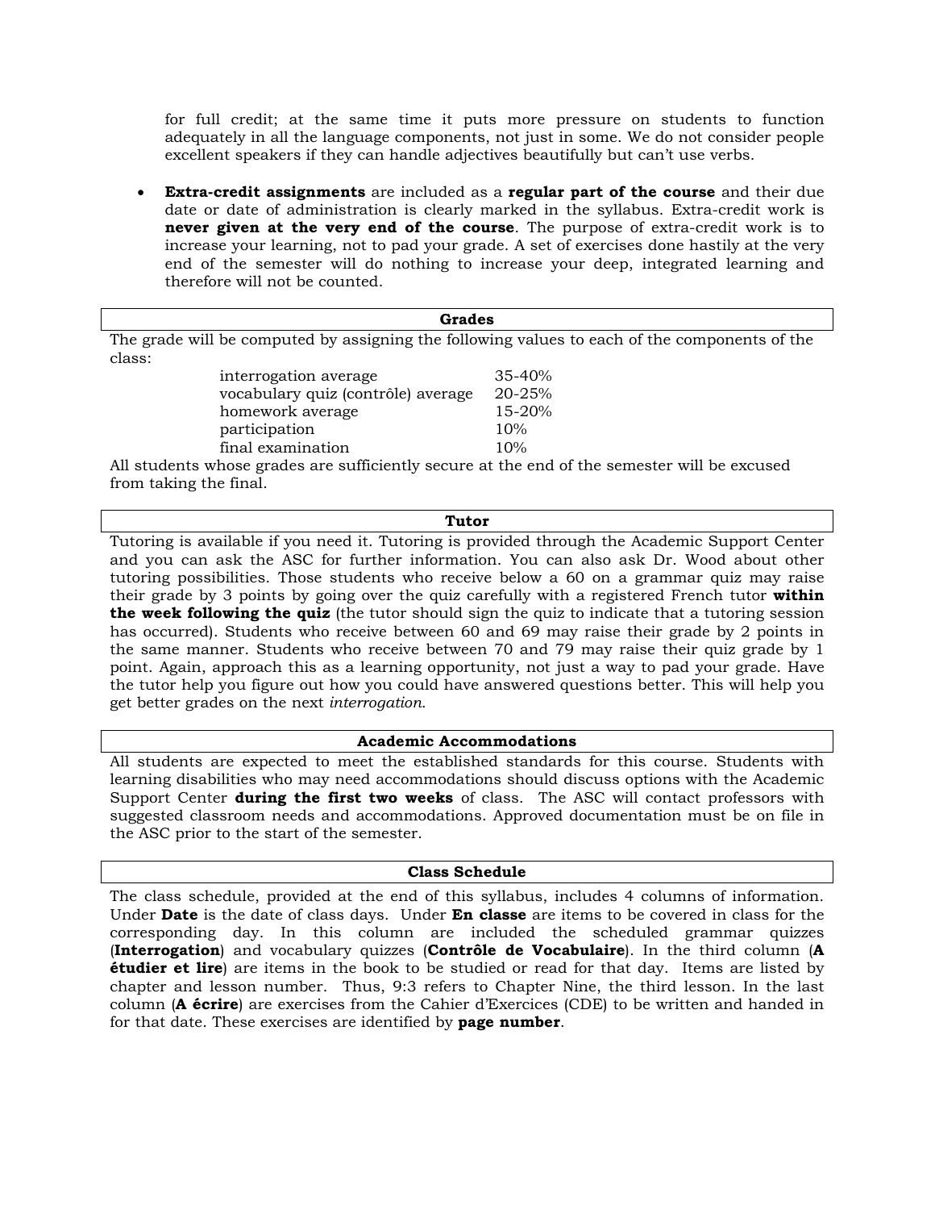for full credit; at the same time it puts more pressure on students to function adequately in all the language components, not just in some. We do not consider people excellent speakers if they can handle adjectives beautifully but can't use verbs.

- **Extra-credit assignments** are included as a **regular part of the course** and their due date or date of administration is clearly marked in the syllabus. Extra-credit work is **never given at the very end of the course**. The purpose of extra-credit work is to increase your learning, not to pad your grade. A set of exercises done hastily at the very end of the semester will do nothing to increase your deep, integrated learning and therefore will not be counted.

## Grades

The grade will be computed by assigning the following values to each of the components of the class:

| | |
|---|---|
| interrogation average | 35-40% |
| vocabulary quiz (contrôle) average | 20-25% |
| homework average | 15-20% |
| participation | 10% |
| final examination | 10% |

All students whose grades are sufficiently secure at the end of the semester will be excused from taking the final.

## Tutor

Tutoring is available if you need it. Tutoring is provided through the Academic Support Center and you can ask the ASC for further information. You can also ask Dr. Wood about other tutoring possibilities. Those students who receive below a 60 on a grammar quiz may raise their grade by 3 points by going over the quiz carefully with a registered French tutor **within the week following the quiz** (the tutor should sign the quiz to indicate that a tutoring session has occurred). Students who receive between 60 and 69 may raise their grade by 2 points in the same manner. Students who receive between 70 and 79 may raise their quiz grade by 1 point. Again, approach this as a learning opportunity, not just a way to pad your grade. Have the tutor help you figure out how you could have answered questions better. This will help you get better grades on the next *interrogation.*

## Academic Accommodations

All students are expected to meet the established standards for this course. Students with learning disabilities who may need accommodations should discuss options with the Academic Support Center **during the first two weeks** of class. The ASC will contact professors with suggested classroom needs and accommodations. Approved documentation must be on file in the ASC prior to the start of the semester.

## Class Schedule

The class schedule, provided at the end of this syllabus, includes 4 columns of information. Under **Date** is the date of class days. Under **En classe** are items to be covered in class for the corresponding day. In this column are included the scheduled grammar quizzes (**Interrogation**) and vocabulary quizzes (**Contrôle de Vocabulaire**). In the third column (**A étudier et lire**) are items in the book to be studied or read for that day. Items are listed by chapter and lesson number. Thus, 9:3 refers to Chapter Nine, the third lesson. In the last column (**A écrire**) are exercises from the Cahier d'Exercices (CDE) to be written and handed in for that date. These exercises are identified by **page number**.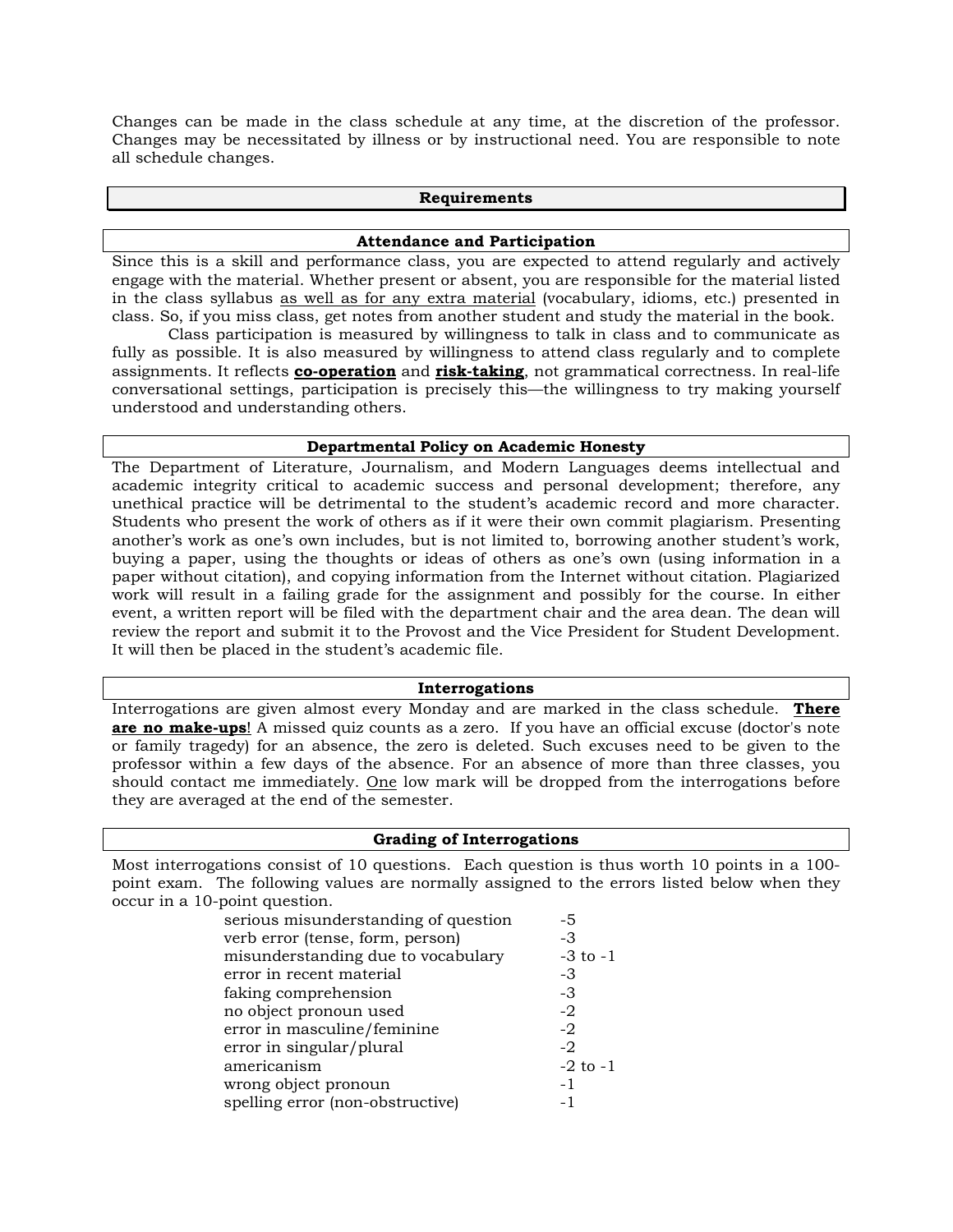Changes can be made in the class schedule at any time, at the discretion of the professor. Changes may be necessitated by illness or by instructional need. You are responsible to note all schedule changes.

## Requirements

### Attendance and Participation

Since this is a skill and performance class, you are expected to attend regularly and actively engage with the material. Whether present or absent, you are responsible for the material listed in the class syllabus as well as for any extra material (vocabulary, idioms, etc.) presented in class. So, if you miss class, get notes from another student and study the material in the book.

Class participation is measured by willingness to talk in class and to communicate as fully as possible. It is also measured by willingness to attend class regularly and to complete assignments. It reflects **co-operation** and **risk-taking**, not grammatical correctness. In real-life conversational settings, participation is precisely this—the willingness to try making yourself understood and understanding others.

### Departmental Policy on Academic Honesty

The Department of Literature, Journalism, and Modern Languages deems intellectual and academic integrity critical to academic success and personal development; therefore, any unethical practice will be detrimental to the student's academic record and more character. Students who present the work of others as if it were their own commit plagiarism. Presenting another's work as one's own includes, but is not limited to, borrowing another student's work, buying a paper, using the thoughts or ideas of others as one's own (using information in a paper without citation), and copying information from the Internet without citation. Plagiarized work will result in a failing grade for the assignment and possibly for the course. In either event, a written report will be filed with the department chair and the area dean. The dean will review the report and submit it to the Provost and the Vice President for Student Development. It will then be placed in the student's academic file.

### Interrogations

Interrogations are given almost every Monday and are marked in the class schedule. **There are no make-ups**! A missed quiz counts as a zero. If you have an official excuse (doctor's note or family tragedy) for an absence, the zero is deleted. Such excuses need to be given to the professor within a few days of the absence. For an absence of more than three classes, you should contact me immediately. One low mark will be dropped from the interrogations before they are averaged at the end of the semester.

### Grading of Interrogations

Most interrogations consist of 10 questions. Each question is thus worth 10 points in a 100-point exam. The following values are normally assigned to the errors listed below when they occur in a 10-point question.

| Error | Points |
|---|---|
| serious misunderstanding of question | -5 |
| verb error (tense, form, person) | -3 |
| misunderstanding due to vocabulary | -3 to -1 |
| error in recent material | -3 |
| faking comprehension | -3 |
| no object pronoun used | -2 |
| error in masculine/feminine | -2 |
| error in singular/plural | -2 |
| americanism | -2 to -1 |
| wrong object pronoun | -1 |
| spelling error (non-obstructive) | -1 |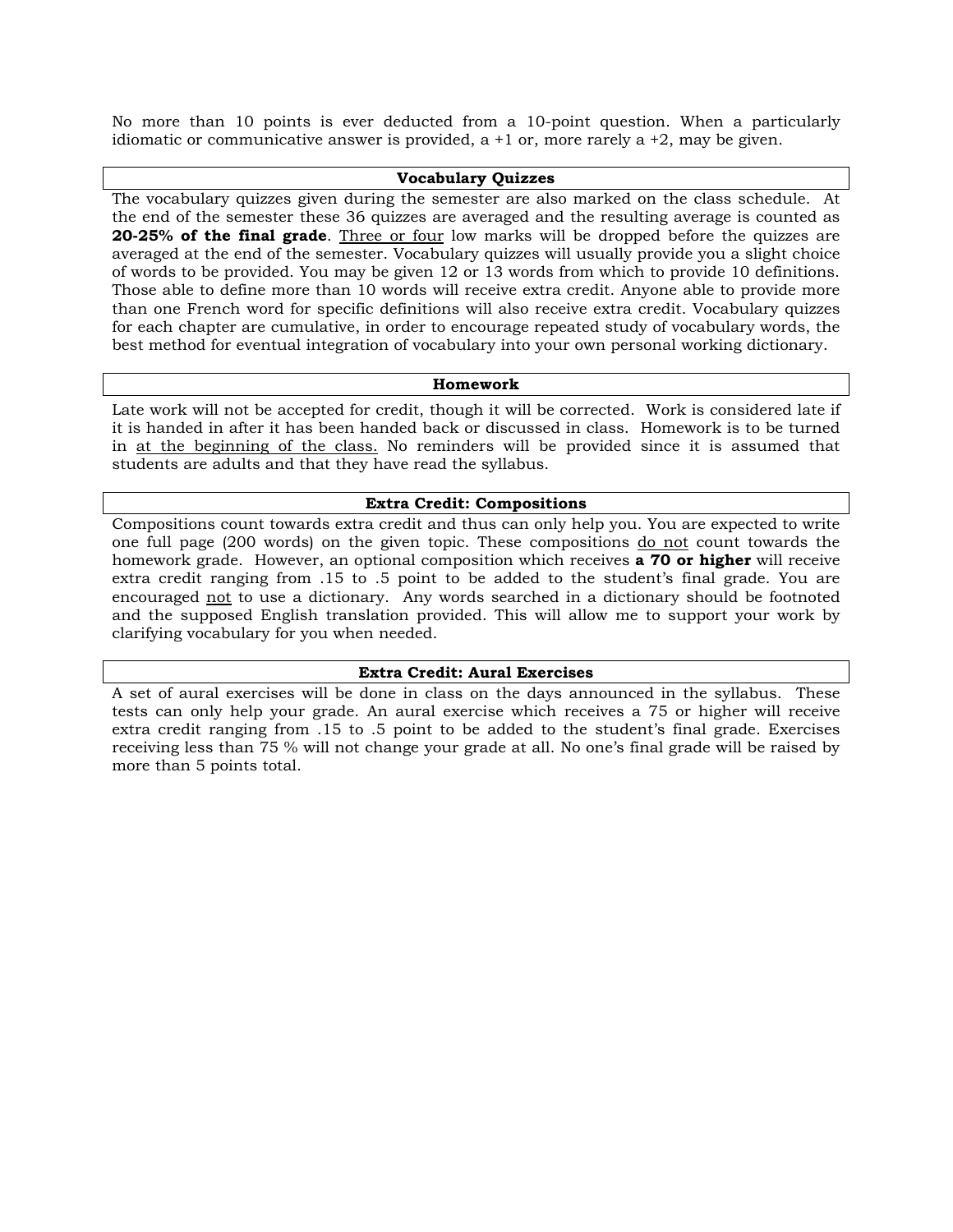No more than 10 points is ever deducted from a 10-point question. When a particularly idiomatic or communicative answer is provided, a +1 or, more rarely a +2, may be given.

## Vocabulary Quizzes

The vocabulary quizzes given during the semester are also marked on the class schedule. At the end of the semester these 36 quizzes are averaged and the resulting average is counted as **20-25% of the final grade**. Three or four low marks will be dropped before the quizzes are averaged at the end of the semester. Vocabulary quizzes will usually provide you a slight choice of words to be provided. You may be given 12 or 13 words from which to provide 10 definitions. Those able to define more than 10 words will receive extra credit. Anyone able to provide more than one French word for specific definitions will also receive extra credit. Vocabulary quizzes for each chapter are cumulative, in order to encourage repeated study of vocabulary words, the best method for eventual integration of vocabulary into your own personal working dictionary.

## Homework

Late work will not be accepted for credit, though it will be corrected. Work is considered late if it is handed in after it has been handed back or discussed in class. Homework is to be turned in at the beginning of the class. No reminders will be provided since it is assumed that students are adults and that they have read the syllabus.

## Extra Credit: Compositions

Compositions count towards extra credit and thus can only help you. You are expected to write one full page (200 words) on the given topic. These compositions do not count towards the homework grade. However, an optional composition which receives **a 70 or higher** will receive extra credit ranging from .15 to .5 point to be added to the student's final grade. You are encouraged not to use a dictionary. Any words searched in a dictionary should be footnoted and the supposed English translation provided. This will allow me to support your work by clarifying vocabulary for you when needed.

## Extra Credit: Aural Exercises

A set of aural exercises will be done in class on the days announced in the syllabus. These tests can only help your grade. An aural exercise which receives a 75 or higher will receive extra credit ranging from .15 to .5 point to be added to the student's final grade. Exercises receiving less than 75 % will not change your grade at all. No one's final grade will be raised by more than 5 points total.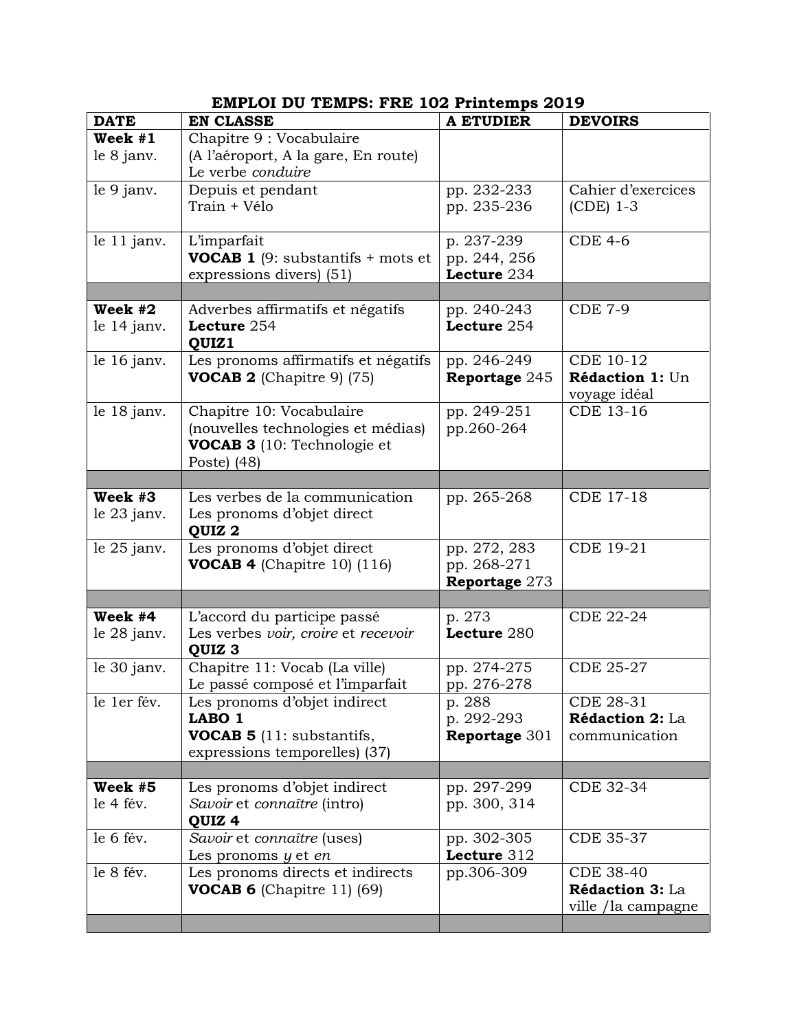# EMPLOI DU TEMPS: FRE 102 Printemps 2019

| DATE | EN CLASSE | A ETUDIER | DEVOIRS |
|---|---|---|---|
| **Week #1**<br>le 8 janv. | Chapitre 9 : Vocabulaire<br>(A l'aéroport, A la gare, En route)<br>Le verbe *conduire* | | |
| le 9 janv. | Depuis et pendant<br>Train + Vélo | pp. 232-233<br>pp. 235-236 | Cahier d'exercices (CDE) 1-3 |
| le 11 janv. | L'imparfait<br>**VOCAB 1** (9: substantifs + mots et expressions divers) (51) | p. 237-239<br>pp. 244, 256<br>**Lecture** 234 | CDE 4-6 |
| | | | |
| **Week #2**<br>le 14 janv. | Adverbes affirmatifs et négatifs<br>**Lecture** 254<br>**QUIZ1** | pp. 240-243<br>**Lecture** 254 | CDE 7-9 |
| le 16 janv. | Les pronoms affirmatifs et négatifs<br>**VOCAB 2** (Chapitre 9) (75) | pp. 246-249<br>**Reportage** 245 | CDE 10-12<br>**Rédaction 1:** Un voyage idéal |
| le 18 janv. | Chapitre 10: Vocabulaire<br>(nouvelles technologies et médias)<br>**VOCAB 3** (10: Technologie et Poste) (48) | pp. 249-251<br>pp.260-264 | CDE 13-16 |
| | | | |
| **Week #3**<br>le 23 janv. | Les verbes de la communication<br>Les pronoms d'objet direct<br>**QUIZ 2** | pp. 265-268 | CDE 17-18 |
| le 25 janv. | Les pronoms d'objet direct<br>**VOCAB 4** (Chapitre 10) (116) | pp. 272, 283<br>pp. 268-271<br>**Reportage** 273 | CDE 19-21 |
| | | | |
| **Week #4**<br>le 28 janv. | L'accord du participe passé<br>Les verbes *voir, croire* et *recevoir*<br>**QUIZ 3** | p. 273<br>**Lecture** 280 | CDE 22-24 |
| le 30 janv. | Chapitre 11: Vocab (La ville)<br>Le passé composé et l'imparfait | pp. 274-275<br>pp. 276-278 | CDE 25-27 |
| le 1er fév. | Les pronoms d'objet indirect<br>**LABO 1**<br>**VOCAB 5** (11: substantifs, expressions temporelles) (37) | p. 288<br>p. 292-293<br>**Reportage** 301 | CDE 28-31<br>**Rédaction 2:** La communication |
| | | | |
| **Week #5**<br>le 4 fév. | Les pronoms d'objet indirect<br>*Savoir* et *connaître* (intro)<br>**QUIZ 4** | pp. 297-299<br>pp. 300, 314 | CDE 32-34 |
| le 6 fév. | *Savoir* et *connaître* (uses)<br>Les pronoms *y* et *en* | pp. 302-305<br>**Lecture** 312 | CDE 35-37 |
| le 8 fév. | Les pronoms directs et indirects<br>**VOCAB 6** (Chapitre 11) (69) | pp.306-309 | CDE 38-40<br>**Rédaction 3:** La ville /la campagne |
| | | | |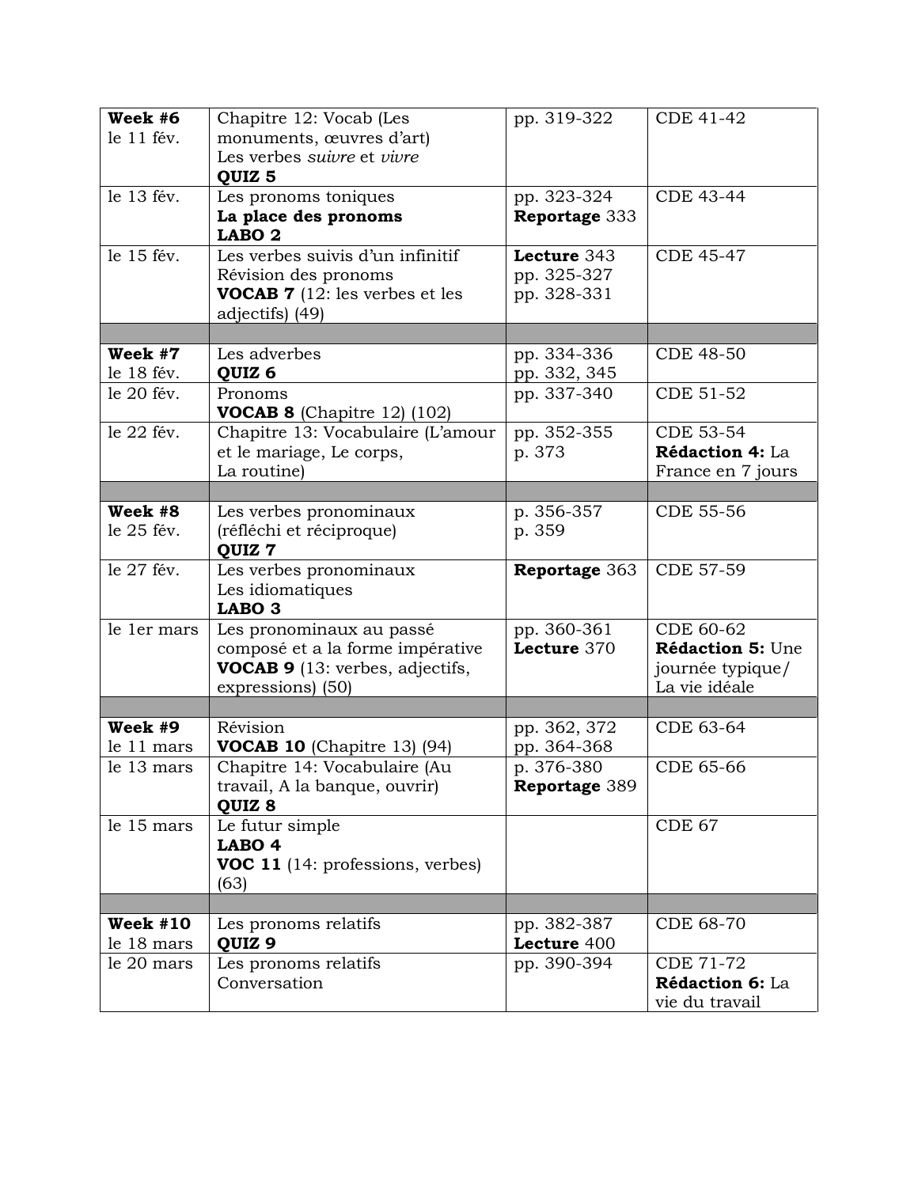| | | | |
|---|---|---|---|
| **Week #6**<br>le 11 fév. | Chapitre 12: Vocab (Les monuments, œuvres d'art)<br>Les verbes *suivre* et *vivre*<br>**QUIZ 5** | pp. 319-322 | CDE 41-42 |
| le 13 fév. | Les pronoms toniques<br>**La place des pronoms**<br>**LABO 2** | pp. 323-324<br>**Reportage** 333 | CDE 43-44 |
| le 15 fév. | Les verbes suivis d'un infinitif<br>Révision des pronoms<br>**VOCAB 7** (12: les verbes et les adjectifs) (49) | **Lecture** 343<br>pp. 325-327<br>pp. 328-331 | CDE 45-47 |
| | | | |
| **Week #7**<br>le 18 fév. | Les adverbes<br>**QUIZ 6** | pp. 334-336<br>pp. 332, 345 | CDE 48-50 |
| le 20 fév. | Pronoms<br>**VOCAB 8** (Chapitre 12) (102) | pp. 337-340 | CDE 51-52 |
| le 22 fév. | Chapitre 13: Vocabulaire (L'amour et le mariage, Le corps,<br>La routine) | pp. 352-355<br>p. 373 | CDE 53-54<br>**Rédaction 4:** La France en 7 jours |
| | | | |
| **Week #8**<br>le 25 fév. | Les verbes pronominaux (réfléchi et réciproque)<br>**QUIZ 7** | p. 356-357<br>p. 359 | CDE 55-56 |
| le 27 fév. | Les verbes pronominaux<br>Les idiomatiques<br>**LABO 3** | **Reportage** 363 | CDE 57-59 |
| le 1er mars | Les pronominaux au passé composé et a la forme impérative<br>**VOCAB 9** (13: verbes, adjectifs, expressions) (50) | pp. 360-361<br>**Lecture** 370 | CDE 60-62<br>**Rédaction 5:** Une journée typique/ La vie idéale |
| | | | |
| **Week #9**<br>le 11 mars | Révision<br>**VOCAB 10** (Chapitre 13) (94) | pp. 362, 372<br>pp. 364-368 | CDE 63-64 |
| le 13 mars | Chapitre 14: Vocabulaire (Au travail, A la banque, ouvrir)<br>**QUIZ 8** | p. 376-380<br>**Reportage** 389 | CDE 65-66 |
| le 15 mars | Le futur simple<br>**LABO 4**<br>**VOC 11** (14: professions, verbes) (63) | | CDE 67 |
| | | | |
| **Week #10**<br>le 18 mars | Les pronoms relatifs<br>**QUIZ 9** | pp. 382-387<br>**Lecture** 400 | CDE 68-70 |
| le 20 mars | Les pronoms relatifs<br>Conversation | pp. 390-394 | CDE 71-72<br>**Rédaction 6:** La vie du travail |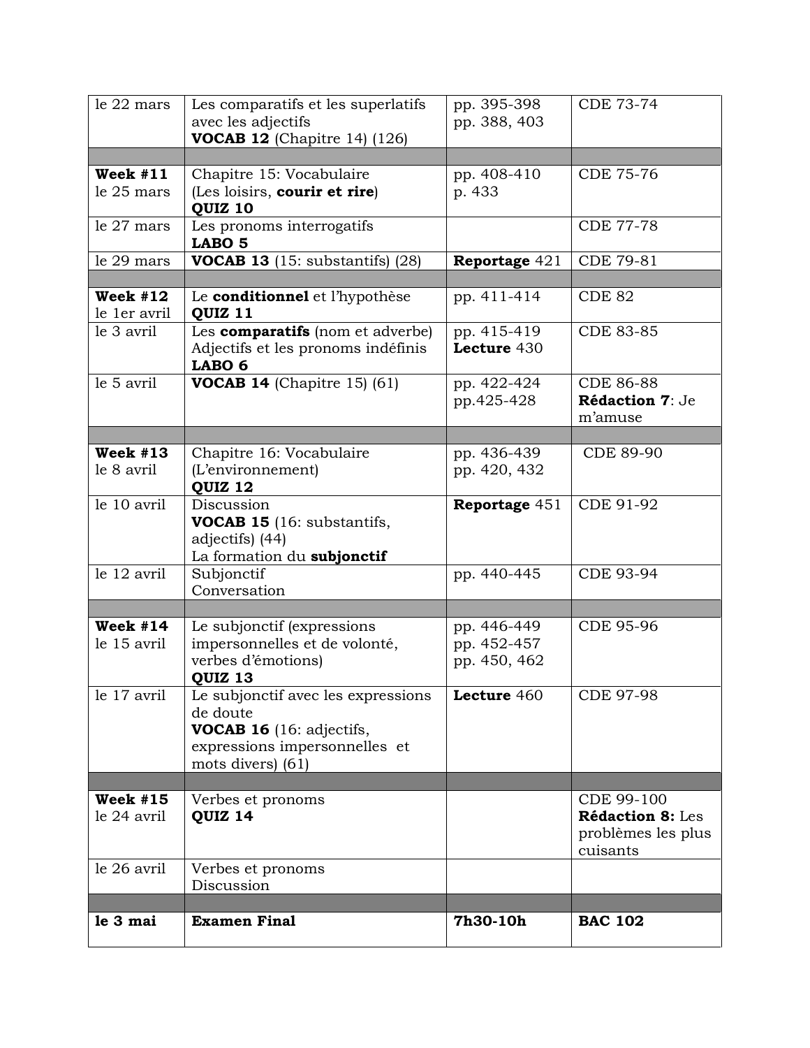| | | | |
|---|---|---|---|
| le 22 mars | Les comparatifs et les superlatifs avec les adjectifs<br>**VOCAB 12** (Chapitre 14) (126) | pp. 395-398<br>pp. 388, 403 | CDE 73-74 |
| | | | |
| **Week #11**<br>le 25 mars | Chapitre 15: Vocabulaire<br>(Les loisirs, **courir et rire**)<br>**QUIZ 10** | pp. 408-410<br>p. 433 | CDE 75-76 |
| le 27 mars | Les pronoms interrogatifs<br>**LABO 5** | | CDE 77-78 |
| le 29 mars | **VOCAB 13** (15: substantifs) (28) | **Reportage** 421 | CDE 79-81 |
| | | | |
| **Week #12**<br>le 1er avril | Le **conditionnel** et l'hypothèse<br>**QUIZ 11** | pp. 411-414 | CDE 82 |
| le 3 avril | Les **comparatifs** (nom et adverbe)<br>Adjectifs et les pronoms indéfinis<br>**LABO 6** | pp. 415-419<br>**Lecture** 430 | CDE 83-85 |
| le 5 avril | **VOCAB 14** (Chapitre 15) (61) | pp. 422-424<br>pp.425-428 | CDE 86-88<br>**Rédaction 7**: Je m'amuse |
| | | | |
| **Week #13**<br>le 8 avril | Chapitre 16: Vocabulaire<br>(L'environnement)<br>**QUIZ 12** | pp. 436-439<br>pp. 420, 432 | CDE 89-90 |
| le 10 avril | Discussion<br>**VOCAB 15** (16: substantifs, adjectifs) (44)<br>La formation du **subjonctif** | **Reportage** 451 | CDE 91-92 |
| le 12 avril | Subjonctif<br>Conversation | pp. 440-445 | CDE 93-94 |
| | | | |
| **Week #14**<br>le 15 avril | Le subjonctif (expressions impersonnelles et de volonté, verbes d'émotions)<br>**QUIZ 13** | pp. 446-449<br>pp. 452-457<br>pp. 450, 462 | CDE 95-96 |
| le 17 avril | Le subjonctif avec les expressions de doute<br>**VOCAB 16** (16: adjectifs, expressions impersonnelles et mots divers) (61) | **Lecture** 460 | CDE 97-98 |
| | | | |
| **Week #15**<br>le 24 avril | Verbes et pronoms<br>**QUIZ 14** | | CDE 99-100<br>**Rédaction 8:** Les problèmes les plus cuisants |
| le 26 avril | Verbes et pronoms<br>Discussion | | |
| | | | |
| **le 3 mai** | **Examen Final** | **7h30-10h** | **BAC 102** |